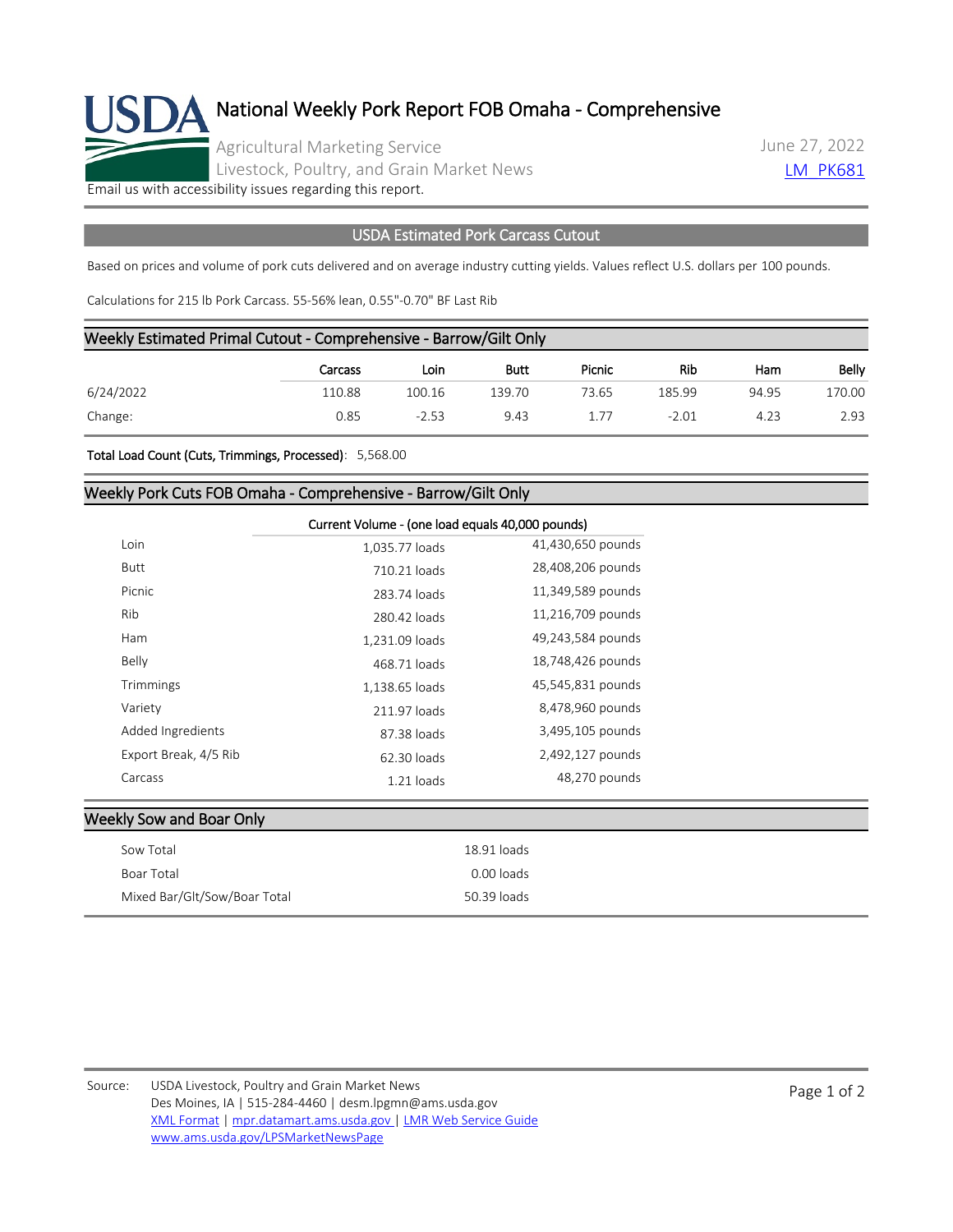# National Weekly Pork Report FOB Omaha - Comprehensive

Agricultural Marketing Service
Livestock, Poultry, and Grain Market News

June 27, 2022
LM_PK681

Email us with accessibility issues regarding this report.

## USDA Estimated Pork Carcass Cutout

Based on prices and volume of pork cuts delivered and on average industry cutting yields. Values reflect U.S. dollars per 100 pounds.

Calculations for 215 lb Pork Carcass. 55-56% lean, 0.55"-0.70" BF Last Rib

### Weekly Estimated Primal Cutout - Comprehensive - Barrow/Gilt Only

| | Carcass | Loin | Butt | Picnic | Rib | Ham | Belly |
|---|---|---|---|---|---|---|---|
| 6/24/2022 | 110.88 | 100.16 | 139.70 | 73.65 | 185.99 | 94.95 | 170.00 |
| Change: | 0.85 | -2.53 | 9.43 | 1.77 | -2.01 | 4.23 | 2.93 |

**Total Load Count (Cuts, Trimmings, Processed)**: 5,568.00

### Weekly Pork Cuts FOB Omaha - Comprehensive - Barrow/Gilt Only

| | Current Volume - (one load equals 40,000 pounds) | |
|---|---|---|
| Loin | 1,035.77 loads | 41,430,650 pounds |
| Butt | 710.21 loads | 28,408,206 pounds |
| Picnic | 283.74 loads | 11,349,589 pounds |
| Rib | 280.42 loads | 11,216,709 pounds |
| Ham | 1,231.09 loads | 49,243,584 pounds |
| Belly | 468.71 loads | 18,748,426 pounds |
| Trimmings | 1,138.65 loads | 45,545,831 pounds |
| Variety | 211.97 loads | 8,478,960 pounds |
| Added Ingredients | 87.38 loads | 3,495,105 pounds |
| Export Break, 4/5 Rib | 62.30 loads | 2,492,127 pounds |
| Carcass | 1.21 loads | 48,270 pounds |

### Weekly Sow and Boar Only

| | |
|---|---|
| Sow Total | 18.91 loads |
| Boar Total | 0.00 loads |
| Mixed Bar/Glt/Sow/Boar Total | 50.39 loads |

Source: USDA Livestock, Poultry and Grain Market News
Des Moines, IA | 515-284-4460 | desm.lpgmn@ams.usda.gov
XML Format | mpr.datamart.ams.usda.gov | LMR Web Service Guide
www.ams.usda.gov/LPSMarketNewsPage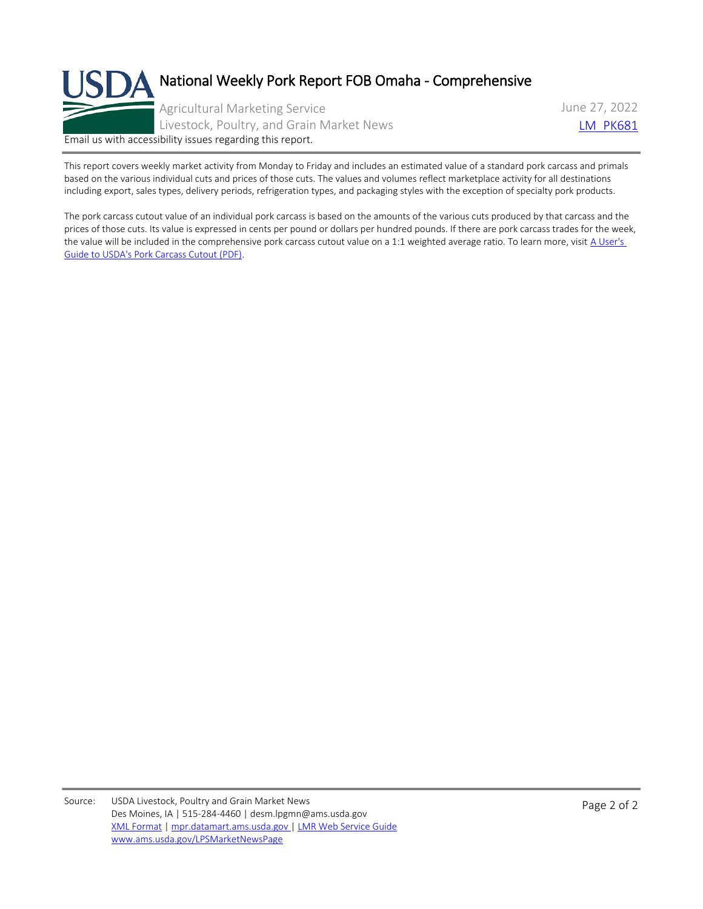# National Weekly Pork Report FOB Omaha - Comprehensive

Agricultural Marketing Service
Livestock, Poultry, and Grain Market News

June 27, 2022
LM_PK681

Email us with accessibility issues regarding this report.

This report covers weekly market activity from Monday to Friday and includes an estimated value of a standard pork carcass and primals based on the various individual cuts and prices of those cuts. The values and volumes reflect marketplace activity for all destinations including export, sales types, delivery periods, refrigeration types, and packaging styles with the exception of specialty pork products.

The pork carcass cutout value of an individual pork carcass is based on the amounts of the various cuts produced by that carcass and the prices of those cuts. Its value is expressed in cents per pound or dollars per hundred pounds. If there are pork carcass trades for the week, the value will be included in the comprehensive pork carcass cutout value on a 1:1 weighted average ratio. To learn more, visit A User's Guide to USDA's Pork Carcass Cutout (PDF).

Source: USDA Livestock, Poultry and Grain Market News
Des Moines, IA | 515-284-4460 | desm.lpgmn@ams.usda.gov
XML Format | mpr.datamart.ams.usda.gov | LMR Web Service Guide
www.ams.usda.gov/LPSMarketNewsPage